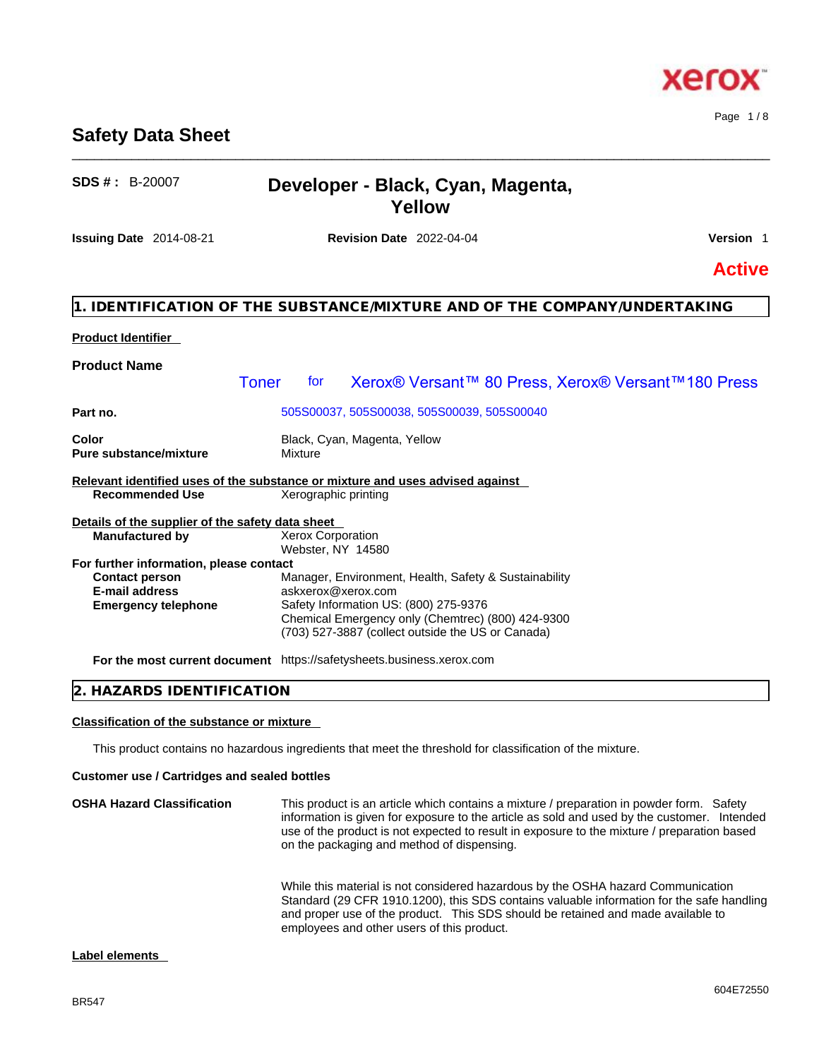# Safety Data Sheet

**SDS # :** B-20007

## Developer - Black, Cyan, Magenta, Yellow

**Issuing Date** 2014-08-21 **Revision Date** 2022-04-04 **Version** 1

**Active**

## 1. IDENTIFICATION OF THE SUBSTANCE/MIXTURE AND OF THE COMPANY/UNDERTAKING

**Product Identifier**

**Product Name** Toner for Xerox® Versant™ 80 Press, Xerox® Versant™180 Press

**Part no.** 505S00037, 505S00038, 505S00039, 505S00040

**Color** Black, Cyan, Magenta, Yellow
**Pure substance/mixture** Mixture

**Relevant identified uses of the substance or mixture and uses advised against**
**Recommended Use** Xerographic printing

**Details of the supplier of the safety data sheet**
**Manufactured by** Xerox Corporation
Webster, NY 14580

**For further information, please contact**
**Contact person** Manager, Environment, Health, Safety & Sustainability
**E-mail address** askxerox@xerox.com
**Emergency telephone** Safety Information US: (800) 275-9376
Chemical Emergency only (Chemtrec) (800) 424-9300
(703) 527-3887 (collect outside the US or Canada)

**For the most current document** https://safetysheets.business.xerox.com

## 2. HAZARDS IDENTIFICATION

**Classification of the substance or mixture**

This product contains no hazardous ingredients that meet the threshold for classification of the mixture.

**Customer use / Cartridges and sealed bottles**

**OSHA Hazard Classification** This product is an article which contains a mixture / preparation in powder form. Safety information is given for exposure to the article as sold and used by the customer. Intended use of the product is not expected to result in exposure to the mixture / preparation based on the packaging and method of dispensing.

While this material is not considered hazardous by the OSHA hazard Communication Standard (29 CFR 1910.1200), this SDS contains valuable information for the safe handling and proper use of the product. This SDS should be retained and made available to employees and other users of this product.

**Label elements**

BR547

604E72550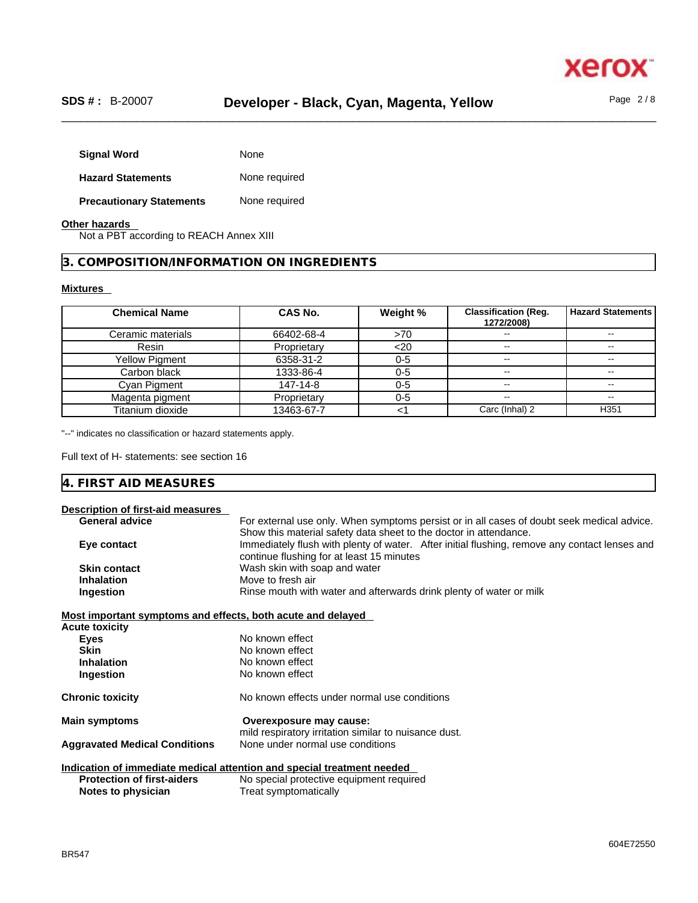**Signal Word** None

**Hazard Statements** None required

**Precautionary Statements** None required

**Other hazards**

Not a PBT according to REACH Annex XIII

## 3. COMPOSITION/INFORMATION ON INGREDIENTS

**Mixtures**

| Chemical Name | CAS No. | Weight % | Classification (Reg. 1272/2008) | Hazard Statements |
|---|---|---|---|---|
| Ceramic materials | 66402-68-4 | >70 | -- | -- |
| Resin | Proprietary | <20 | -- | -- |
| Yellow Pigment | 6358-31-2 | 0-5 | -- | -- |
| Carbon black | 1333-86-4 | 0-5 | -- | -- |
| Cyan Pigment | 147-14-8 | 0-5 | -- | -- |
| Magenta pigment | Proprietary | 0-5 | -- | -- |
| Titanium dioxide | 13463-67-7 | <1 | Carc (Inhal) 2 | H351 |

"--" indicates no classification or hazard statements apply.

Full text of H- statements: see section 16

## 4. FIRST AID MEASURES

**Description of first-aid measures**

**General advice** For external use only. When symptoms persist or in all cases of doubt seek medical advice. Show this material safety data sheet to the doctor in attendance.

**Eye contact** Immediately flush with plenty of water. After initial flushing, remove any contact lenses and continue flushing for at least 15 minutes

**Skin contact** Wash skin with soap and water

**Inhalation** Move to fresh air

**Ingestion** Rinse mouth with water and afterwards drink plenty of water or milk

**Most important symptoms and effects, both acute and delayed**

**Acute toxicity**

**Eyes** No known effect

**Skin** No known effect

**Inhalation** No known effect

**Ingestion** No known effect

**Chronic toxicity** No known effects under normal use conditions

**Main symptoms** **Overexposure may cause:** mild respiratory irritation similar to nuisance dust.

**Aggravated Medical Conditions** None under normal use conditions

**Indication of immediate medical attention and special treatment needed**

**Protection of first-aiders** No special protective equipment required

**Notes to physician** Treat symptomatically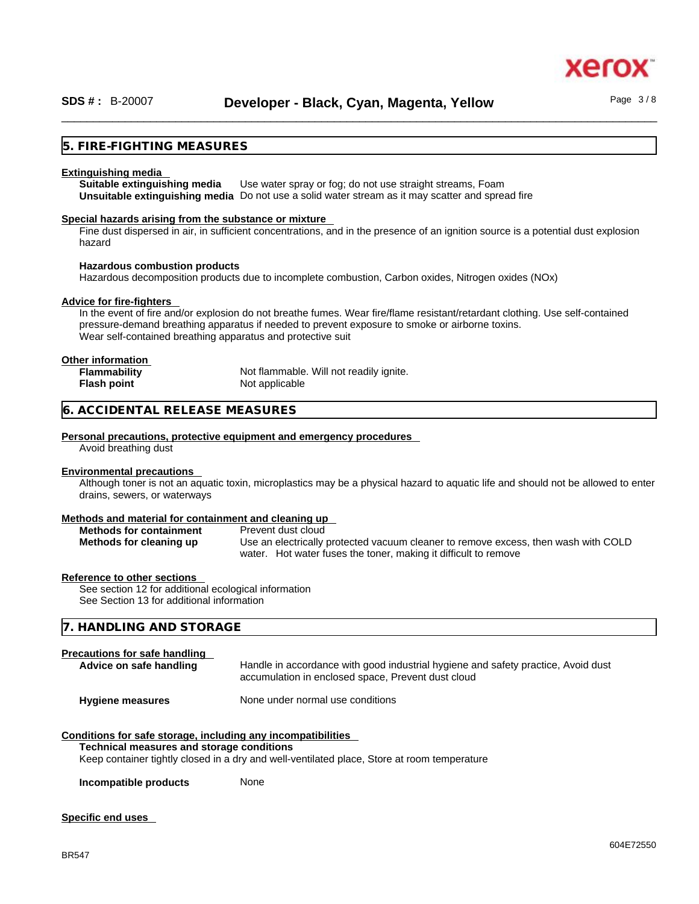## 5. FIRE-FIGHTING MEASURES

**Extinguishing media**

**Suitable extinguishing media** Use water spray or fog; do not use straight streams, Foam

**Unsuitable extinguishing media** Do not use a solid water stream as it may scatter and spread fire

**Special hazards arising from the substance or mixture**

Fine dust dispersed in air, in sufficient concentrations, and in the presence of an ignition source is a potential dust explosion hazard

**Hazardous combustion products**

Hazardous decomposition products due to incomplete combustion, Carbon oxides, Nitrogen oxides (NOx)

**Advice for fire-fighters**

In the event of fire and/or explosion do not breathe fumes. Wear fire/flame resistant/retardant clothing. Use self-contained pressure-demand breathing apparatus if needed to prevent exposure to smoke or airborne toxins.
Wear self-contained breathing apparatus and protective suit

**Other information**

**Flammability** Not flammable. Will not readily ignite.

**Flash point** Not applicable

## 6. ACCIDENTAL RELEASE MEASURES

**Personal precautions, protective equipment and emergency procedures**

Avoid breathing dust

**Environmental precautions**

Although toner is not an aquatic toxin, microplastics may be a physical hazard to aquatic life and should not be allowed to enter drains, sewers, or waterways

**Methods and material for containment and cleaning up**

**Methods for containment** Prevent dust cloud

**Methods for cleaning up** Use an electrically protected vacuum cleaner to remove excess, then wash with COLD water. Hot water fuses the toner, making it difficult to remove

**Reference to other sections**

See section 12 for additional ecological information
See Section 13 for additional information

## 7. HANDLING AND STORAGE

**Precautions for safe handling**

**Advice on safe handling** Handle in accordance with good industrial hygiene and safety practice, Avoid dust accumulation in enclosed space, Prevent dust cloud

**Hygiene measures** None under normal use conditions

**Conditions for safe storage, including any incompatibilities**

**Technical measures and storage conditions**

Keep container tightly closed in a dry and well-ventilated place, Store at room temperature

**Incompatible products** None

**Specific end uses**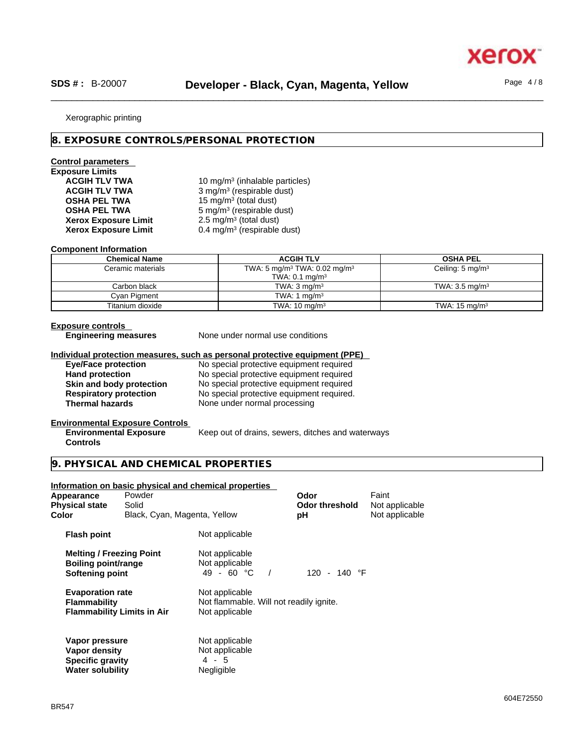Xerographic printing

## 8. EXPOSURE CONTROLS/PERSONAL PROTECTION

**Control parameters**

**Exposure Limits**

| | |
|---|---|
| **ACGIH TLV TWA** | 10 mg/m³ (inhalable particles) |
| **ACGIH TLV TWA** | 3 mg/m³ (respirable dust) |
| **OSHA PEL TWA** | 15 mg/m³ (total dust) |
| **OSHA PEL TWA** | 5 mg/m³ (respirable dust) |
| **Xerox Exposure Limit** | 2.5 mg/m³ (total dust) |
| **Xerox Exposure Limit** | 0.4 mg/m³ (respirable dust) |

**Component Information**

| Chemical Name | ACGIH TLV | OSHA PEL |
|---|---|---|
| Ceramic materials | TWA: 5 mg/m³ TWA: 0.02 mg/m³ TWA: 0.1 mg/m³ | Ceiling: 5 mg/m³ |
| Carbon black | TWA: 3 mg/m³ | TWA: 3.5 mg/m³ |
| Cyan Pigment | TWA: 1 mg/m³ | |
| Titanium dioxide | TWA: 10 mg/m³ | TWA: 15 mg/m³ |

**Exposure controls**

**Engineering measures** None under normal use conditions

**Individual protection measures, such as personal protective equipment (PPE)**

| | |
|---|---|
| **Eye/Face protection** | No special protective equipment required |
| **Hand protection** | No special protective equipment required |
| **Skin and body protection** | No special protective equipment required |
| **Respiratory protection** | No special protective equipment required. |
| **Thermal hazards** | None under normal processing |

**Environmental Exposure Controls**

**Environmental Exposure Controls** Keep out of drains, sewers, ditches and waterways

## 9. PHYSICAL AND CHEMICAL PROPERTIES

**Information on basic physical and chemical properties**

| | | | |
|---|---|---|---|
| **Appearance** | Powder | **Odor** | Faint |
| **Physical state** | Solid | **Odor threshold** | Not applicable |
| **Color** | Black, Cyan, Magenta, Yellow | **pH** | Not applicable |

| | |
|---|---|
| **Flash point** | Not applicable |
| **Melting / Freezing Point** | Not applicable |
| **Boiling point/range** | Not applicable |
| **Softening point** | 49 - 60 °C / 120 - 140 °F |
| **Evaporation rate** | Not applicable |
| **Flammability** | Not flammable. Will not readily ignite. |
| **Flammability Limits in Air** | Not applicable |
| **Vapor pressure** | Not applicable |
| **Vapor density** | Not applicable |
| **Specific gravity** | 4 - 5 |
| **Water solubility** | Negligible |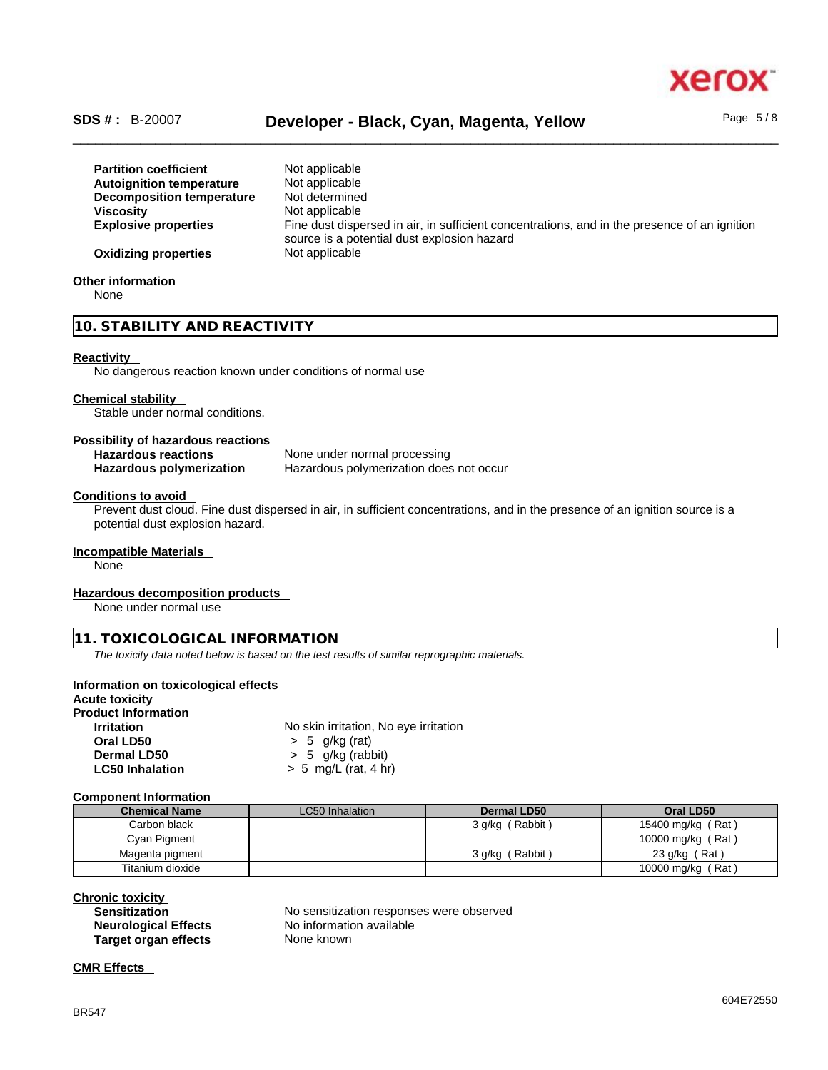| | |
|---|---|
| **Partition coefficient** | Not applicable |
| **Autoignition temperature** | Not applicable |
| **Decomposition temperature** | Not determined |
| **Viscosity** | Not applicable |
| **Explosive properties** | Fine dust dispersed in air, in sufficient concentrations, and in the presence of an ignition source is a potential dust explosion hazard |
| **Oxidizing properties** | Not applicable |

**Other information**

None

## 10. STABILITY AND REACTIVITY

**Reactivity**

No dangerous reaction known under conditions of normal use

**Chemical stability**

Stable under normal conditions.

**Possibility of hazardous reactions**

| | |
|---|---|
| **Hazardous reactions** | None under normal processing |
| **Hazardous polymerization** | Hazardous polymerization does not occur |

**Conditions to avoid**

Prevent dust cloud. Fine dust dispersed in air, in sufficient concentrations, and in the presence of an ignition source is a potential dust explosion hazard.

**Incompatible Materials**

None

**Hazardous decomposition products**

None under normal use

## 11. TOXICOLOGICAL INFORMATION

*The toxicity data noted below is based on the test results of similar reprographic materials.*

**Information on toxicological effects**

**Acute toxicity**

**Product Information**

| | |
|---|---|
| **Irritation** | No skin irritation, No eye irritation |
| **Oral LD50** | > 5 g/kg (rat) |
| **Dermal LD50** | > 5 g/kg (rabbit) |
| **LC50 Inhalation** | > 5 mg/L (rat, 4 hr) |

**Component Information**

| Chemical Name | LC50 Inhalation | Dermal LD50 | Oral LD50 |
|---|---|---|---|
| Carbon black | | 3 g/kg ( Rabbit ) | 15400 mg/kg ( Rat ) |
| Cyan Pigment | | | 10000 mg/kg ( Rat ) |
| Magenta pigment | | 3 g/kg ( Rabbit ) | 23 g/kg ( Rat ) |
| Titanium dioxide | | | 10000 mg/kg ( Rat ) |

**Chronic toxicity**

| | |
|---|---|
| **Sensitization** | No sensitization responses were observed |
| **Neurological Effects** | No information available |
| **Target organ effects** | None known |

**CMR Effects**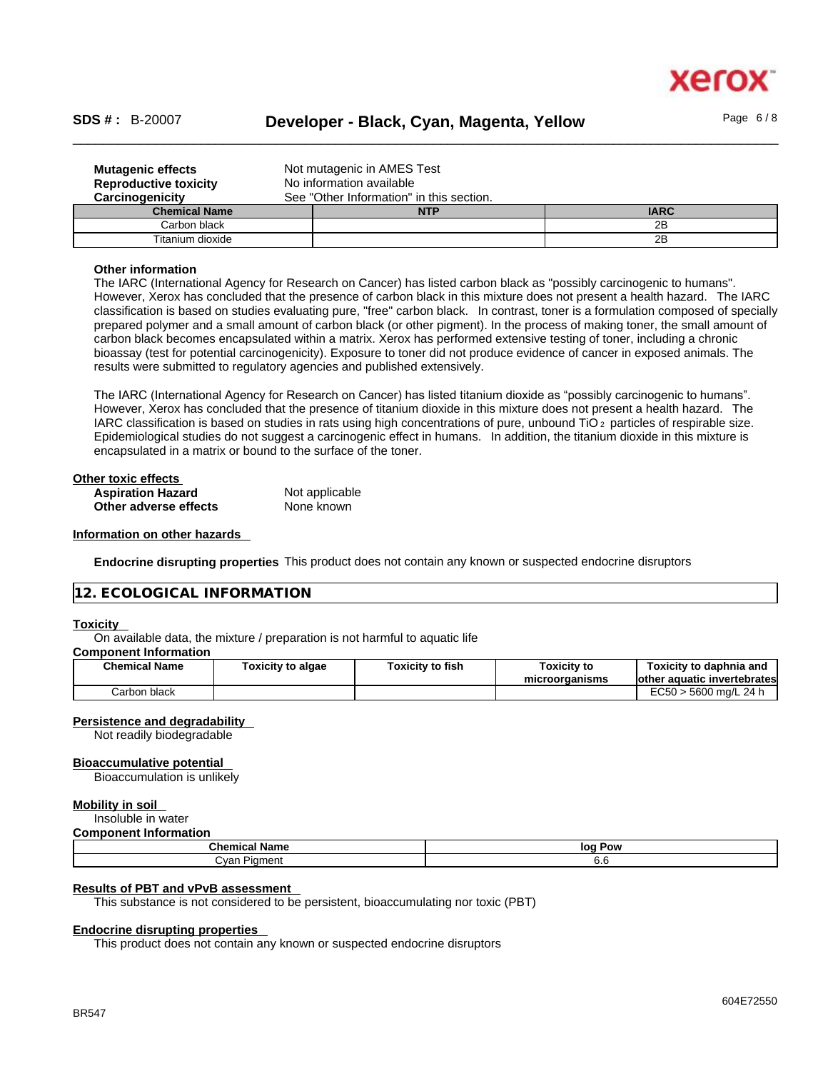**Mutagenic effects** Not mutagenic in AMES Test
**Reproductive toxicity** No information available
**Carcinogenicity** See "Other Information" in this section.

| Chemical Name | NTP | IARC |
|---|---|---|
| Carbon black | | 2B |
| Titanium dioxide | | 2B |

**Other information**

The IARC (International Agency for Research on Cancer) has listed carbon black as "possibly carcinogenic to humans". However, Xerox has concluded that the presence of carbon black in this mixture does not present a health hazard. The IARC classification is based on studies evaluating pure, "free" carbon black. In contrast, toner is a formulation composed of specially prepared polymer and a small amount of carbon black (or other pigment). In the process of making toner, the small amount of carbon black becomes encapsulated within a matrix. Xerox has performed extensive testing of toner, including a chronic bioassay (test for potential carcinogenicity). Exposure to toner did not produce evidence of cancer in exposed animals. The results were submitted to regulatory agencies and published extensively.

The IARC (International Agency for Research on Cancer) has listed titanium dioxide as "possibly carcinogenic to humans". However, Xerox has concluded that the presence of titanium dioxide in this mixture does not present a health hazard. The IARC classification is based on studies in rats using high concentrations of pure, unbound $TiO_2$ particles of respirable size. Epidemiological studies do not suggest a carcinogenic effect in humans. In addition, the titanium dioxide in this mixture is encapsulated in a matrix or bound to the surface of the toner.

**Other toxic effects**

**Aspiration Hazard** Not applicable
**Other adverse effects** None known

**Information on other hazards**

**Endocrine disrupting properties** This product does not contain any known or suspected endocrine disruptors

## 12. ECOLOGICAL INFORMATION

**Toxicity**

On available data, the mixture / preparation is not harmful to aquatic life

**Component Information**

| Chemical Name | Toxicity to algae | Toxicity to fish | Toxicity to microorganisms | Toxicity to daphnia and other aquatic invertebrates |
|---|---|---|---|---|
| Carbon black | | | | EC50 > 5600 mg/L 24 h |

**Persistence and degradability**

Not readily biodegradable

**Bioaccumulative potential**

Bioaccumulation is unlikely

**Mobility in soil**

Insoluble in water

**Component Information**

| Chemical Name | log Pow |
|---|---|
| Cyan Pigment | 6.6 |

**Results of PBT and vPvB assessment**

This substance is not considered to be persistent, bioaccumulating nor toxic (PBT)

**Endocrine disrupting properties**

This product does not contain any known or suspected endocrine disruptors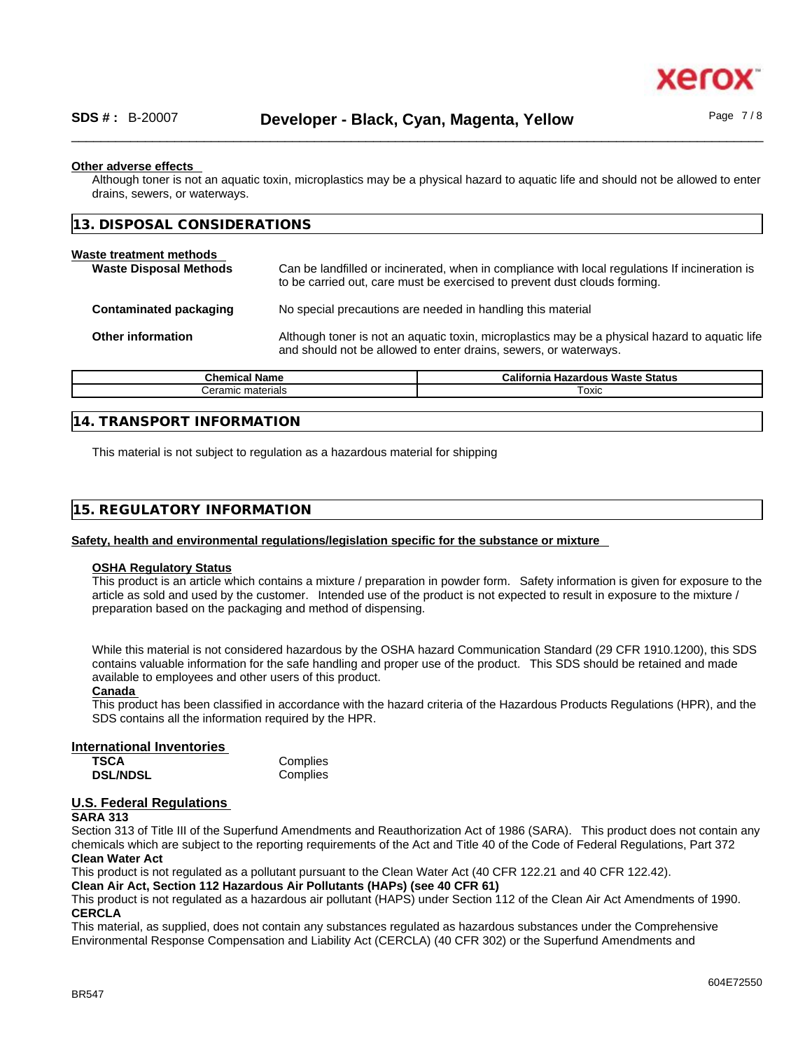**Other adverse effects**

Although toner is not an aquatic toxin, microplastics may be a physical hazard to aquatic life and should not be allowed to enter drains, sewers, or waterways.

## 13. DISPOSAL CONSIDERATIONS

**Waste treatment methods**

**Waste Disposal Methods** Can be landfilled or incinerated, when in compliance with local regulations If incineration is to be carried out, care must be exercised to prevent dust clouds forming.

**Contaminated packaging** No special precautions are needed in handling this material

**Other information** Although toner is not an aquatic toxin, microplastics may be a physical hazard to aquatic life and should not be allowed to enter drains, sewers, or waterways.

| Chemical Name | California Hazardous Waste Status |
|---|---|
| Ceramic materials | Toxic |

## 14. TRANSPORT INFORMATION

This material is not subject to regulation as a hazardous material for shipping

## 15. REGULATORY INFORMATION

**Safety, health and environmental regulations/legislation specific for the substance or mixture**

**OSHA Regulatory Status**

This product is an article which contains a mixture / preparation in powder form. Safety information is given for exposure to the article as sold and used by the customer. Intended use of the product is not expected to result in exposure to the mixture / preparation based on the packaging and method of dispensing.

While this material is not considered hazardous by the OSHA hazard Communication Standard (29 CFR 1910.1200), this SDS contains valuable information for the safe handling and proper use of the product. This SDS should be retained and made available to employees and other users of this product.

**Canada**

This product has been classified in accordance with the hazard criteria of the Hazardous Products Regulations (HPR), and the SDS contains all the information required by the HPR.

### International Inventories

**TSCA** Complies
**DSL/NDSL** Complies

### U.S. Federal Regulations

**SARA 313**

Section 313 of Title III of the Superfund Amendments and Reauthorization Act of 1986 (SARA). This product does not contain any chemicals which are subject to the reporting requirements of the Act and Title 40 of the Code of Federal Regulations, Part 372

**Clean Water Act**

This product is not regulated as a pollutant pursuant to the Clean Water Act (40 CFR 122.21 and 40 CFR 122.42).

**Clean Air Act, Section 112 Hazardous Air Pollutants (HAPs) (see 40 CFR 61)**

This product is not regulated as a hazardous air pollutant (HAPS) under Section 112 of the Clean Air Act Amendments of 1990.

**CERCLA**

This material, as supplied, does not contain any substances regulated as hazardous substances under the Comprehensive Environmental Response Compensation and Liability Act (CERCLA) (40 CFR 302) or the Superfund Amendments and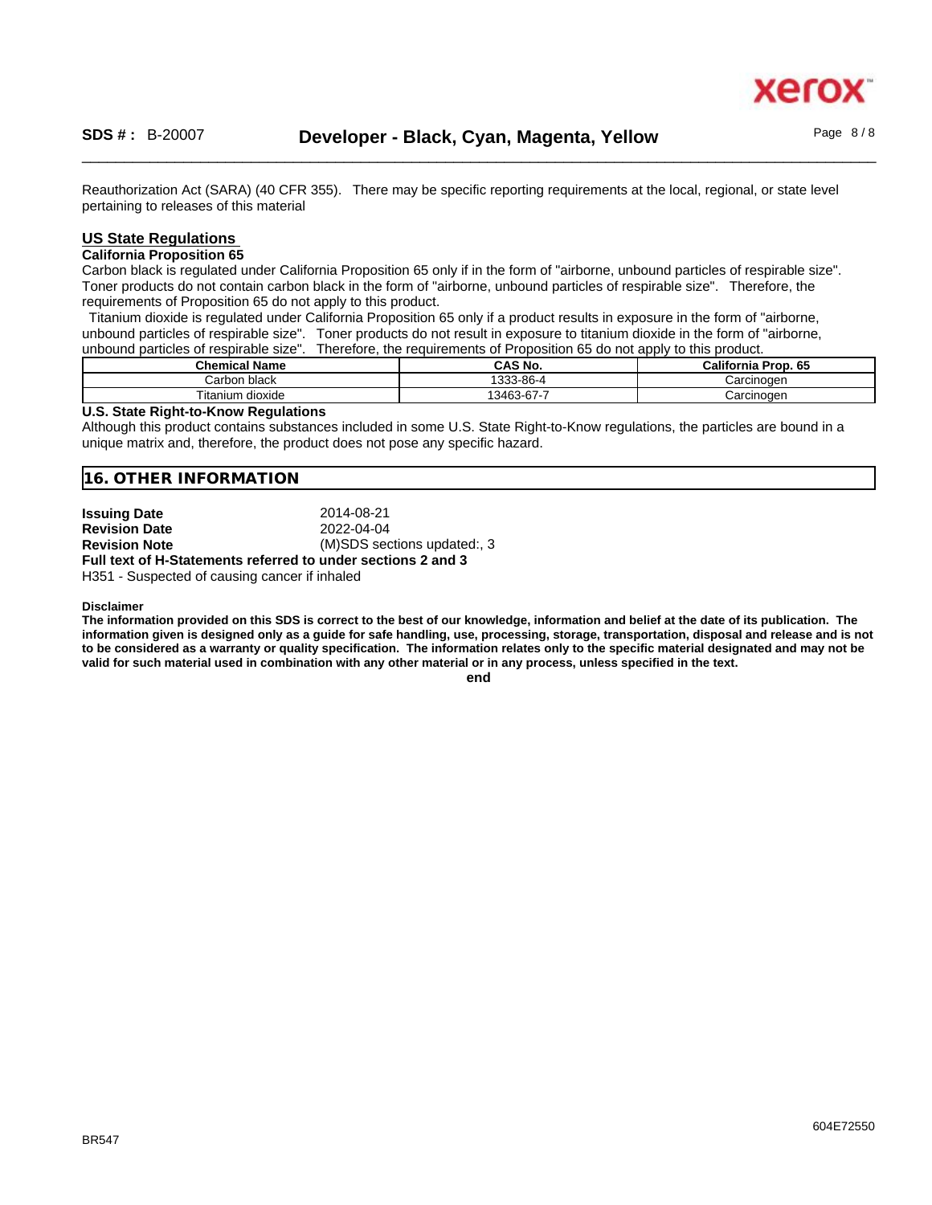Reauthorization Act (SARA) (40 CFR 355). There may be specific reporting requirements at the local, regional, or state level pertaining to releases of this material

## US State Regulations

**California Proposition 65**

Carbon black is regulated under California Proposition 65 only if in the form of "airborne, unbound particles of respirable size". Toner products do not contain carbon black in the form of "airborne, unbound particles of respirable size". Therefore, the requirements of Proposition 65 do not apply to this product.

Titanium dioxide is regulated under California Proposition 65 only if a product results in exposure in the form of "airborne, unbound particles of respirable size". Toner products do not result in exposure to titanium dioxide in the form of "airborne, unbound particles of respirable size". Therefore, the requirements of Proposition 65 do not apply to this product.

| Chemical Name | CAS No. | California Prop. 65 |
|---|---|---|
| Carbon black | 1333-86-4 | Carcinogen |
| Titanium dioxide | 13463-67-7 | Carcinogen |

**U.S. State Right-to-Know Regulations**

Although this product contains substances included in some U.S. State Right-to-Know regulations, the particles are bound in a unique matrix and, therefore, the product does not pose any specific hazard.

## 16. OTHER INFORMATION

**Issuing Date** 2014-08-21
**Revision Date** 2022-04-04
**Revision Note** (M)SDS sections updated:, 3

**Full text of H-Statements referred to under sections 2 and 3**

H351 - Suspected of causing cancer if inhaled

**Disclaimer**

**The information provided on this SDS is correct to the best of our knowledge, information and belief at the date of its publication. The information given is designed only as a guide for safe handling, use, processing, storage, transportation, disposal and release and is not to be considered as a warranty or quality specification. The information relates only to the specific material designated and may not be valid for such material used in combination with any other material or in any process, unless specified in the text.**

**end**

BR547

604E72550